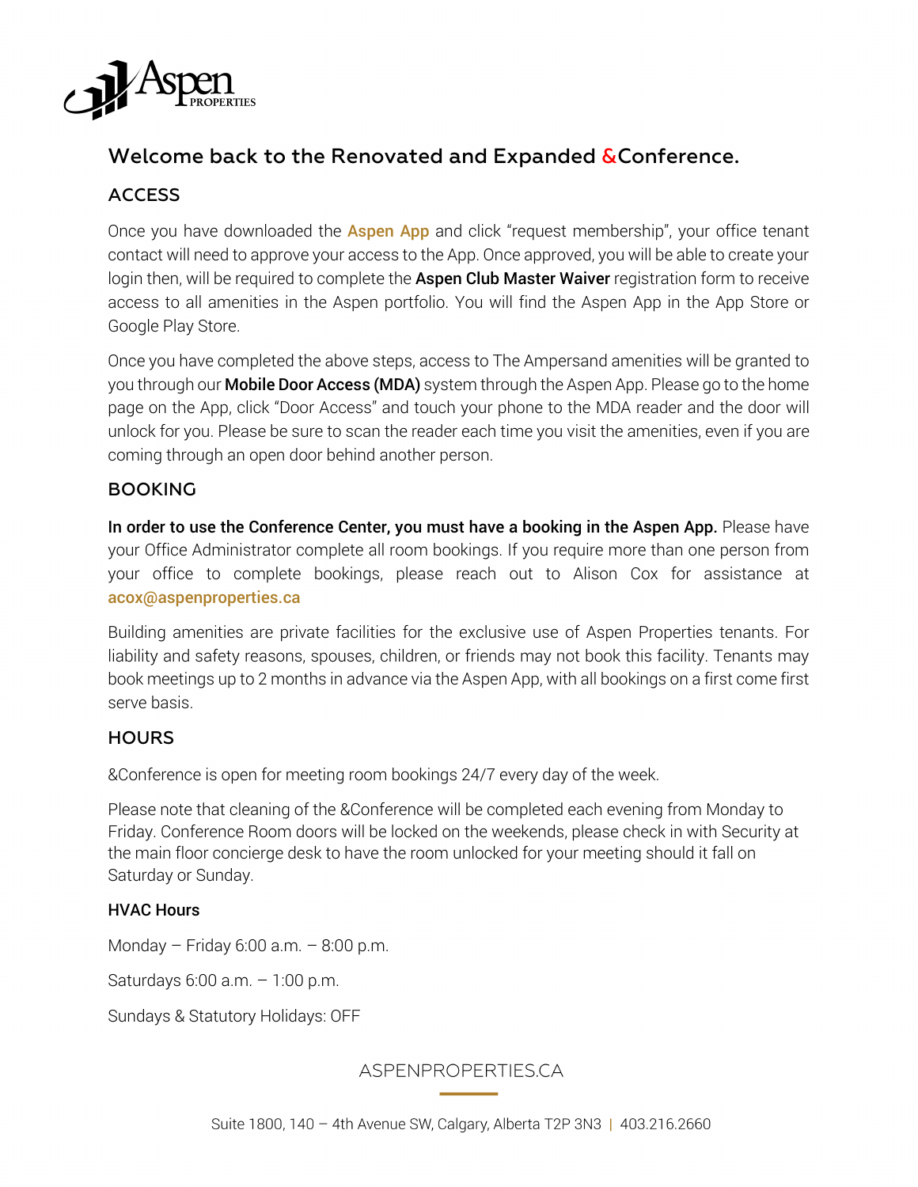## Welcome back to the Renovated and Expanded &Conference.

### ACCESS

Once you have downloaded the **Aspen App** and click "request membership", your office tenant contact will need to approve your access to the App. Once approved, you will be able to create your login then, will be required to complete the **Aspen Club Master Waiver** registration form to receive access to all amenities in the Aspen portfolio. You will find the Aspen App in the App Store or Google Play Store.

Once you have completed the above steps, access to The Ampersand amenities will be granted to you through our **Mobile Door Access (MDA)** system through the Aspen App. Please go to the home page on the App, click "Door Access" and touch your phone to the MDA reader and the door will unlock for you. Please be sure to scan the reader each time you visit the amenities, even if you are coming through an open door behind another person.

### BOOKING

**In order to use the Conference Center, you must have a booking in the Aspen App.** Please have your Office Administrator complete all room bookings. If you require more than one person from your office to complete bookings, please reach out to Alison Cox for assistance at **acox@aspenproperties.ca**

Building amenities are private facilities for the exclusive use of Aspen Properties tenants. For liability and safety reasons, spouses, children, or friends may not book this facility. Tenants may book meetings up to 2 months in advance via the Aspen App, with all bookings on a first come first serve basis.

### HOURS

&Conference is open for meeting room bookings 24/7 every day of the week.

Please note that cleaning of the &Conference will be completed each evening from Monday to Friday. Conference Room doors will be locked on the weekends, please check in with Security at the main floor concierge desk to have the room unlocked for your meeting should it fall on Saturday or Sunday.

#### HVAC Hours

Monday – Friday 6:00 a.m. – 8:00 p.m.

Saturdays 6:00 a.m. – 1:00 p.m.

Sundays & Statutory Holidays: OFF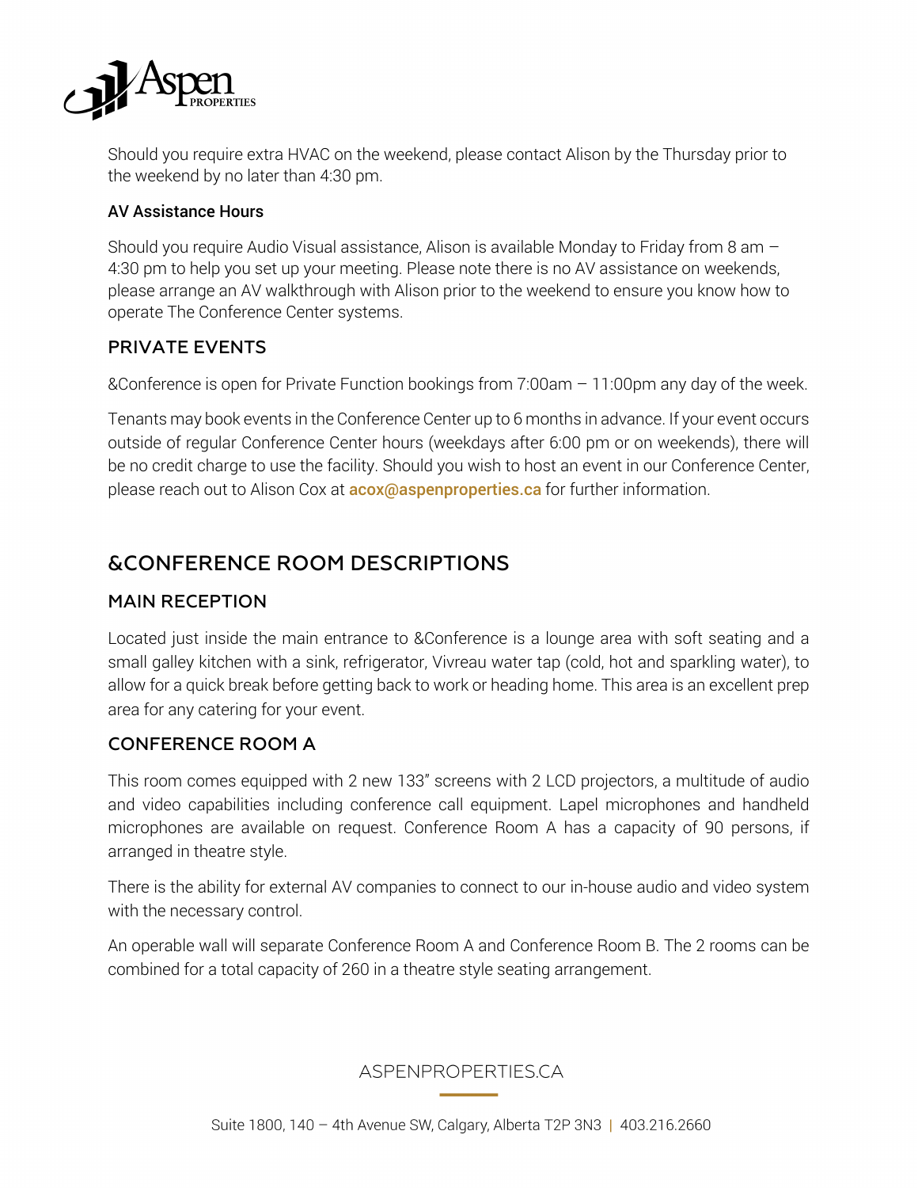Should you require extra HVAC on the weekend, please contact Alison by the Thursday prior to the weekend by no later than 4:30 pm.

#### AV Assistance Hours

Should you require Audio Visual assistance, Alison is available Monday to Friday from 8 am – 4:30 pm to help you set up your meeting. Please note there is no AV assistance on weekends, please arrange an AV walkthrough with Alison prior to the weekend to ensure you know how to operate The Conference Center systems.

### PRIVATE EVENTS

&Conference is open for Private Function bookings from 7:00am – 11:00pm any day of the week.

Tenants may book events in the Conference Center up to 6 months in advance. If your event occurs outside of regular Conference Center hours (weekdays after 6:00 pm or on weekends), there will be no credit charge to use the facility. Should you wish to host an event in our Conference Center, please reach out to Alison Cox at **acox@aspenproperties.ca** for further information.

## &CONFERENCE ROOM DESCRIPTIONS

### MAIN RECEPTION

Located just inside the main entrance to &Conference is a lounge area with soft seating and a small galley kitchen with a sink, refrigerator, Vivreau water tap (cold, hot and sparkling water), to allow for a quick break before getting back to work or heading home. This area is an excellent prep area for any catering for your event.

### CONFERENCE ROOM A

This room comes equipped with 2 new 133" screens with 2 LCD projectors, a multitude of audio and video capabilities including conference call equipment. Lapel microphones and handheld microphones are available on request. Conference Room A has a capacity of 90 persons, if arranged in theatre style.

There is the ability for external AV companies to connect to our in-house audio and video system with the necessary control.

An operable wall will separate Conference Room A and Conference Room B. The 2 rooms can be combined for a total capacity of 260 in a theatre style seating arrangement.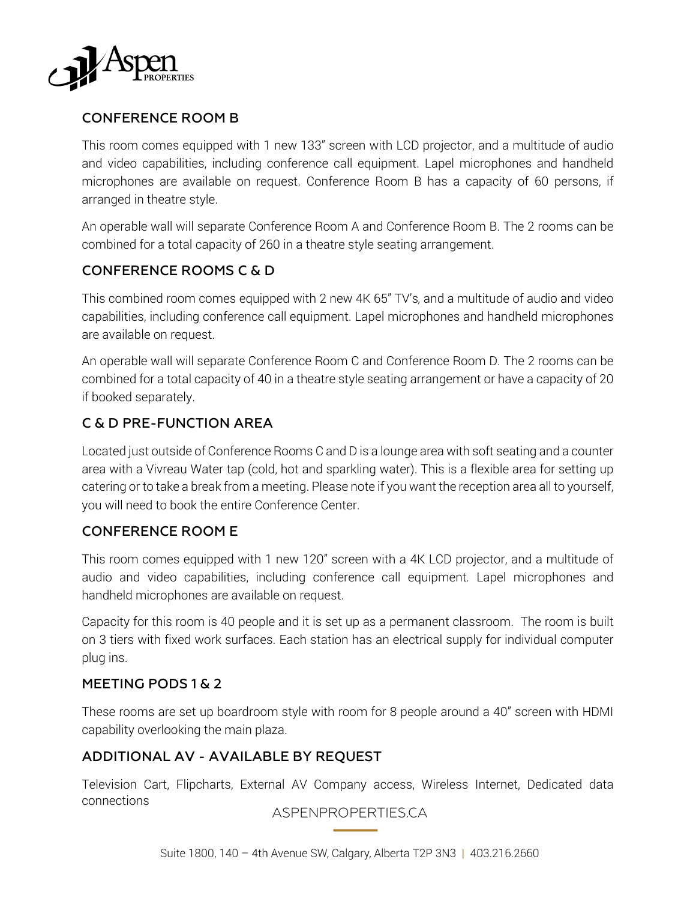## CONFERENCE ROOM B

This room comes equipped with 1 new 133" screen with LCD projector, and a multitude of audio and video capabilities, including conference call equipment. Lapel microphones and handheld microphones are available on request. Conference Room B has a capacity of 60 persons, if arranged in theatre style.

An operable wall will separate Conference Room A and Conference Room B. The 2 rooms can be combined for a total capacity of 260 in a theatre style seating arrangement.

## CONFERENCE ROOMS C & D

This combined room comes equipped with 2 new 4K 65" TV's, and a multitude of audio and video capabilities, including conference call equipment. Lapel microphones and handheld microphones are available on request.

An operable wall will separate Conference Room C and Conference Room D. The 2 rooms can be combined for a total capacity of 40 in a theatre style seating arrangement or have a capacity of 20 if booked separately.

## C & D PRE-FUNCTION AREA

Located just outside of Conference Rooms C and D is a lounge area with soft seating and a counter area with a Vivreau Water tap (cold, hot and sparkling water). This is a flexible area for setting up catering or to take a break from a meeting. Please note if you want the reception area all to yourself, you will need to book the entire Conference Center.

## CONFERENCE ROOM E

This room comes equipped with 1 new 120" screen with a 4K LCD projector, and a multitude of audio and video capabilities, including conference call equipment. Lapel microphones and handheld microphones are available on request.

Capacity for this room is 40 people and it is set up as a permanent classroom. The room is built on 3 tiers with fixed work surfaces. Each station has an electrical supply for individual computer plug ins.

## MEETING PODS 1 & 2

These rooms are set up boardroom style with room for 8 people around a 40" screen with HDMI capability overlooking the main plaza.

## ADDITIONAL AV - AVAILABLE BY REQUEST

Television Cart, Flipcharts, External AV Company access, Wireless Internet, Dedicated data connections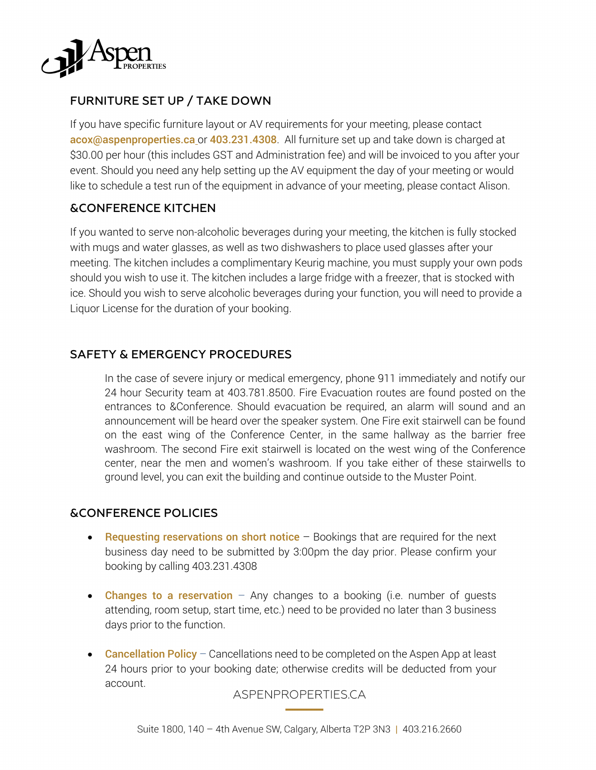## FURNITURE SET UP / TAKE DOWN

If you have specific furniture layout or AV requirements for your meeting, please contact **acox@aspenproperties.ca** or **403.231.4308**. All furniture set up and take down is charged at $30.00 per hour (this includes GST and Administration fee) and will be invoiced to you after your event. Should you need any help setting up the AV equipment the day of your meeting or would like to schedule a test run of the equipment in advance of your meeting, please contact Alison.

## &CONFERENCE KITCHEN

If you wanted to serve non-alcoholic beverages during your meeting, the kitchen is fully stocked with mugs and water glasses, as well as two dishwashers to place used glasses after your meeting. The kitchen includes a complimentary Keurig machine, you must supply your own pods should you wish to use it. The kitchen includes a large fridge with a freezer, that is stocked with ice. Should you wish to serve alcoholic beverages during your function, you will need to provide a Liquor License for the duration of your booking.

## SAFETY & EMERGENCY PROCEDURES

In the case of severe injury or medical emergency, phone 911 immediately and notify our 24 hour Security team at 403.781.8500. Fire Evacuation routes are found posted on the entrances to &Conference. Should evacuation be required, an alarm will sound and an announcement will be heard over the speaker system. One Fire exit stairwell can be found on the east wing of the Conference Center, in the same hallway as the barrier free washroom. The second Fire exit stairwell is located on the west wing of the Conference center, near the men and women's washroom. If you take either of these stairwells to ground level, you can exit the building and continue outside to the Muster Point.

## &CONFERENCE POLICIES

- **Requesting reservations on short notice** – Bookings that are required for the next business day need to be submitted by 3:00pm the day prior. Please confirm your booking by calling 403.231.4308
- **Changes to a reservation** – Any changes to a booking (i.e. number of guests attending, room setup, start time, etc.) need to be provided no later than 3 business days prior to the function.
- **Cancellation Policy** – Cancellations need to be completed on the Aspen App at least 24 hours prior to your booking date; otherwise credits will be deducted from your account.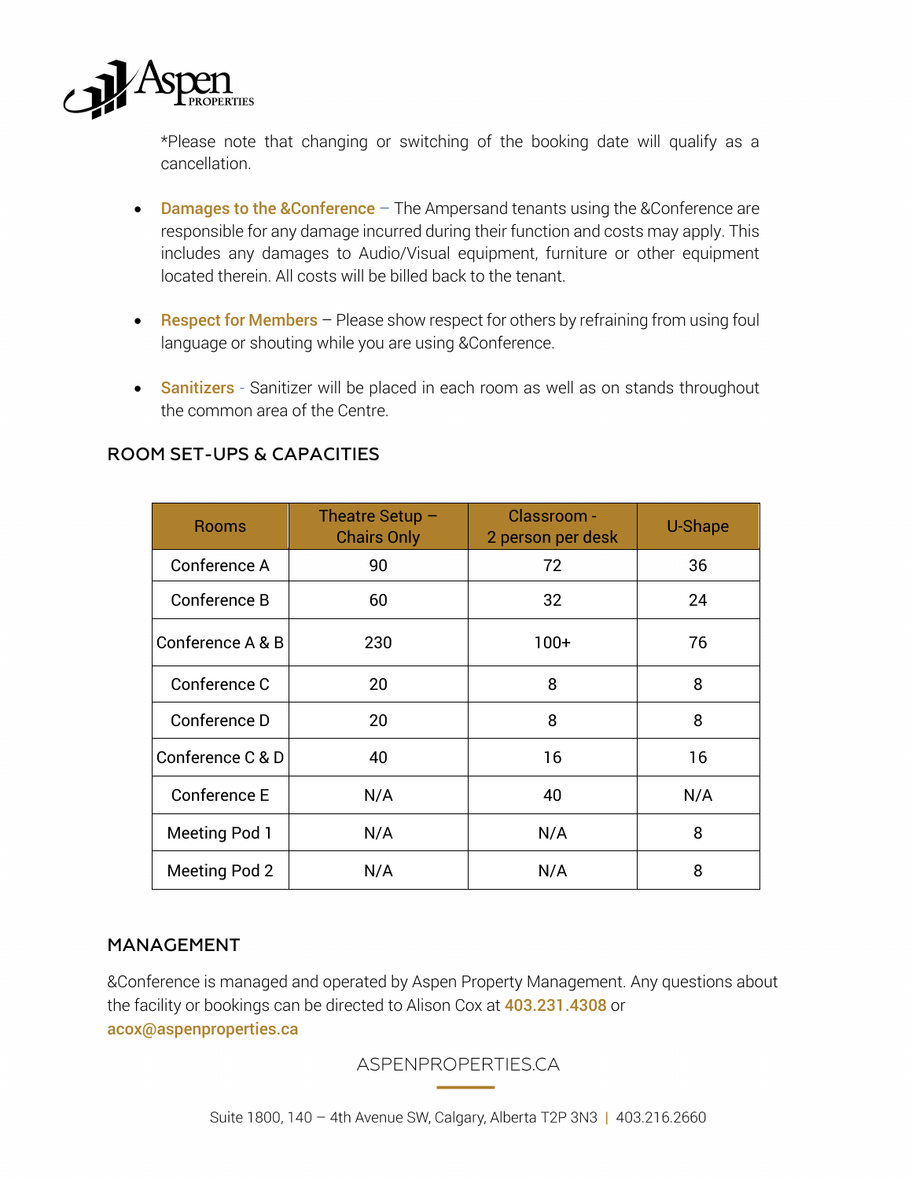*Please note that changing or switching of the booking date will qualify as a cancellation.

- **Damages to the &Conference** – The Ampersand tenants using the &Conference are responsible for any damage incurred during their function and costs may apply. This includes any damages to Audio/Visual equipment, furniture or other equipment located therein. All costs will be billed back to the tenant.

- **Respect for Members** – Please show respect for others by refraining from using foul language or shouting while you are using &Conference.

- **Sanitizers** - Sanitizer will be placed in each room as well as on stands throughout the common area of the Centre.

## ROOM SET-UPS & CAPACITIES

| Rooms | Theatre Setup – Chairs Only | Classroom - 2 person per desk | U-Shape |
|---|---|---|---|
| Conference A | 90 | 72 | 36 |
| Conference B | 60 | 32 | 24 |
| Conference A & B | 230 | 100+ | 76 |
| Conference C | 20 | 8 | 8 |
| Conference D | 20 | 8 | 8 |
| Conference C & D | 40 | 16 | 16 |
| Conference E | N/A | 40 | N/A |
| Meeting Pod 1 | N/A | N/A | 8 |
| Meeting Pod 2 | N/A | N/A | 8 |

## MANAGEMENT

&Conference is managed and operated by Aspen Property Management. Any questions about the facility or bookings can be directed to Alison Cox at **403.231.4308** or **acox@aspenproperties.ca**